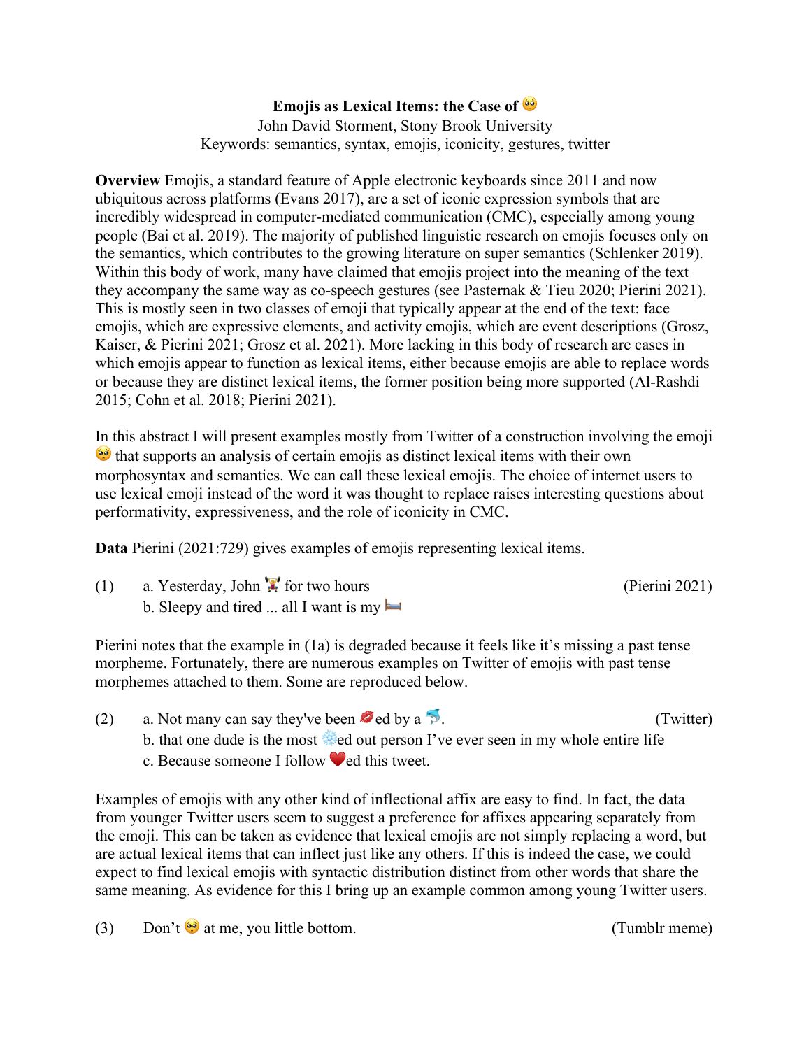# Emojis as Lexical Items: the Case of 🥺

John David Storment, Stony Brook University

Keywords: semantics, syntax, emojis, iconicity, gestures, twitter

**Overview** Emojis, a standard feature of Apple electronic keyboards since 2011 and now ubiquitous across platforms (Evans 2017), are a set of iconic expression symbols that are incredibly widespread in computer-mediated communication (CMC), especially among young people (Bai et al. 2019). The majority of published linguistic research on emojis focuses only on the semantics, which contributes to the growing literature on super semantics (Schlenker 2019). Within this body of work, many have claimed that emojis project into the meaning of the text they accompany the same way as co-speech gestures (see Pasternak & Tieu 2020; Pierini 2021). This is mostly seen in two classes of emoji that typically appear at the end of the text: face emojis, which are expressive elements, and activity emojis, which are event descriptions (Grosz, Kaiser, & Pierini 2021; Grosz et al. 2021). More lacking in this body of research are cases in which emojis appear to function as lexical items, either because emojis are able to replace words or because they are distinct lexical items, the former position being more supported (Al-Rashdi 2015; Cohn et al. 2018; Pierini 2021).

In this abstract I will present examples mostly from Twitter of a construction involving the emoji 🥺 that supports an analysis of certain emojis as distinct lexical items with their own morphosyntax and semantics. We can call these lexical emojis. The choice of internet users to use lexical emoji instead of the word it was thought to replace raises interesting questions about performativity, expressiveness, and the role of iconicity in CMC.

**Data** Pierini (2021:729) gives examples of emojis representing lexical items.

(1) a. Yesterday, John 🏋️ for two hours (Pierini 2021)
 b. Sleepy and tired ... all I want is my 🛏️

Pierini notes that the example in (1a) is degraded because it feels like it's missing a past tense morpheme. Fortunately, there are numerous examples on Twitter of emojis with past tense morphemes attached to them. Some are reproduced below.

(2) a. Not many can say they've been 💋ed by a 🐬. (Twitter)
 b. that one dude is the most ❄️ed out person I've ever seen in my whole entire life
 c. Because someone I follow ❤️ed this tweet.

Examples of emojis with any other kind of inflectional affix are easy to find. In fact, the data from younger Twitter users seem to suggest a preference for affixes appearing separately from the emoji. This can be taken as evidence that lexical emojis are not simply replacing a word, but are actual lexical items that can inflect just like any others. If this is indeed the case, we could expect to find lexical emojis with syntactic distribution distinct from other words that share the same meaning. As evidence for this I bring up an example common among young Twitter users.

(3) Don't 🥺 at me, you little bottom. (Tumblr meme)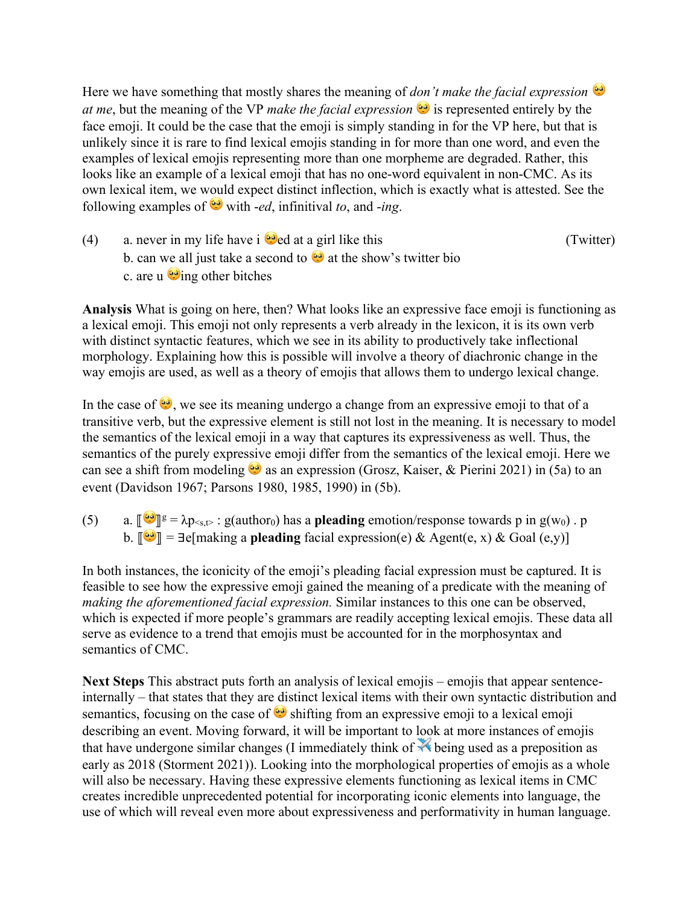Here we have something that mostly shares the meaning of *don't make the facial expression* 🥺 *at me*, but the meaning of the VP *make the facial expression* 🥺 is represented entirely by the face emoji. It could be the case that the emoji is simply standing in for the VP here, but that is unlikely since it is rare to find lexical emojis standing in for more than one word, and even the examples of lexical emojis representing more than one morpheme are degraded. Rather, this looks like an example of a lexical emoji that has no one-word equivalent in non-CMC. As its own lexical item, we would expect distinct inflection, which is exactly what is attested. See the following examples of 🥺 with *-ed*, infinitival *to*, and *-ing*.

(4) a. never in my life have i 🥺ed at a girl like this (Twitter)
b. can we all just take a second to 🥺 at the show's twitter bio
c. are u 🥺ing other bitches

**Analysis** What is going on here, then? What looks like an expressive face emoji is functioning as a lexical emoji. This emoji not only represents a verb already in the lexicon, it is its own verb with distinct syntactic features, which we see in its ability to productively take inflectional morphology. Explaining how this is possible will involve a theory of diachronic change in the way emojis are used, as well as a theory of emojis that allows them to undergo lexical change.

In the case of 🥺, we see its meaning undergo a change from an expressive emoji to that of a transitive verb, but the expressive element is still not lost in the meaning. It is necessary to model the semantics of the lexical emoji in a way that captures its expressiveness as well. Thus, the semantics of the purely expressive emoji differ from the semantics of the lexical emoji. Here we can see a shift from modeling 🥺 as an expression (Grosz, Kaiser, & Pierini 2021) in (5a) to an event (Davidson 1967; Parsons 1980, 1985, 1990) in (5b).

(5) a. ⟦🥺⟧$^g$ = $\lambda p_{<s,t>}$ : g($author_0$) has a **pleading** emotion/response towards p in g($w_0$) . p
b. ⟦🥺⟧ = ∃e[making a **pleading** facial expression(e) & Agent(e, x) & Goal (e,y)]

In both instances, the iconicity of the emoji's pleading facial expression must be captured. It is feasible to see how the expressive emoji gained the meaning of a predicate with the meaning of *making the aforementioned facial expression.* Similar instances to this one can be observed, which is expected if more people's grammars are readily accepting lexical emojis. These data all serve as evidence to a trend that emojis must be accounted for in the morphosyntax and semantics of CMC.

**Next Steps** This abstract puts forth an analysis of lexical emojis – emojis that appear sentence-internally – that states that they are distinct lexical items with their own syntactic distribution and semantics, focusing on the case of 🥺 shifting from an expressive emoji to a lexical emoji describing an event. Moving forward, it will be important to look at more instances of emojis that have undergone similar changes (I immediately think of ✈️ being used as a preposition as early as 2018 (Storment 2021)). Looking into the morphological properties of emojis as a whole will also be necessary. Having these expressive elements functioning as lexical items in CMC creates incredible unprecedented potential for incorporating iconic elements into language, the use of which will reveal even more about expressiveness and performativity in human language.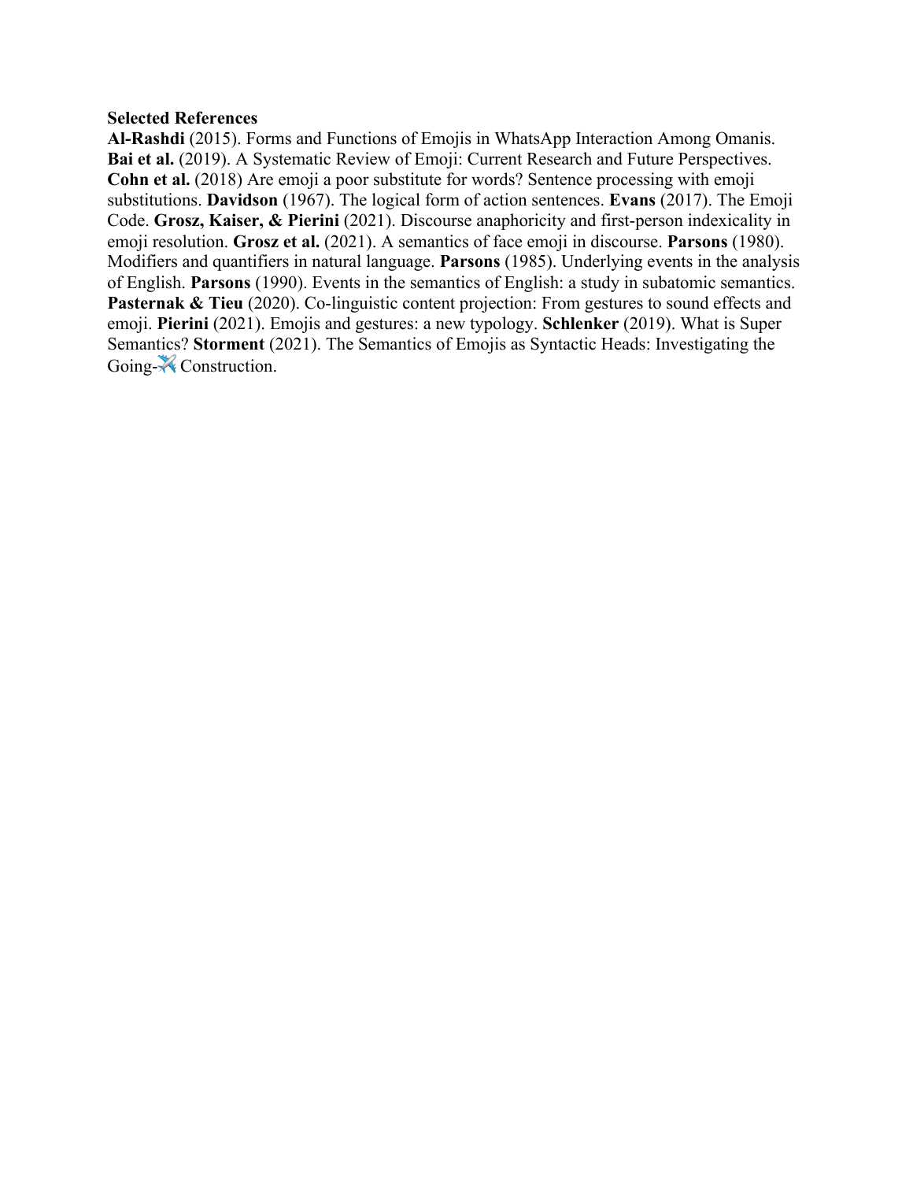**Selected References**

**Al-Rashdi** (2015). Forms and Functions of Emojis in WhatsApp Interaction Among Omanis. **Bai et al.** (2019). A Systematic Review of Emoji: Current Research and Future Perspectives. **Cohn et al.** (2018) Are emoji a poor substitute for words? Sentence processing with emoji substitutions. **Davidson** (1967). The logical form of action sentences. **Evans** (2017). The Emoji Code. **Grosz, Kaiser, & Pierini** (2021). Discourse anaphoricity and first-person indexicality in emoji resolution. **Grosz et al.** (2021). A semantics of face emoji in discourse. **Parsons** (1980). Modifiers and quantifiers in natural language. **Parsons** (1985). Underlying events in the analysis of English. **Parsons** (1990). Events in the semantics of English: a study in subatomic semantics. **Pasternak & Tieu** (2020). Co-linguistic content projection: From gestures to sound effects and emoji. **Pierini** (2021). Emojis and gestures: a new typology. **Schlenker** (2019). What is Super Semantics? **Storment** (2021). The Semantics of Emojis as Syntactic Heads: Investigating the Going-✈️ Construction.